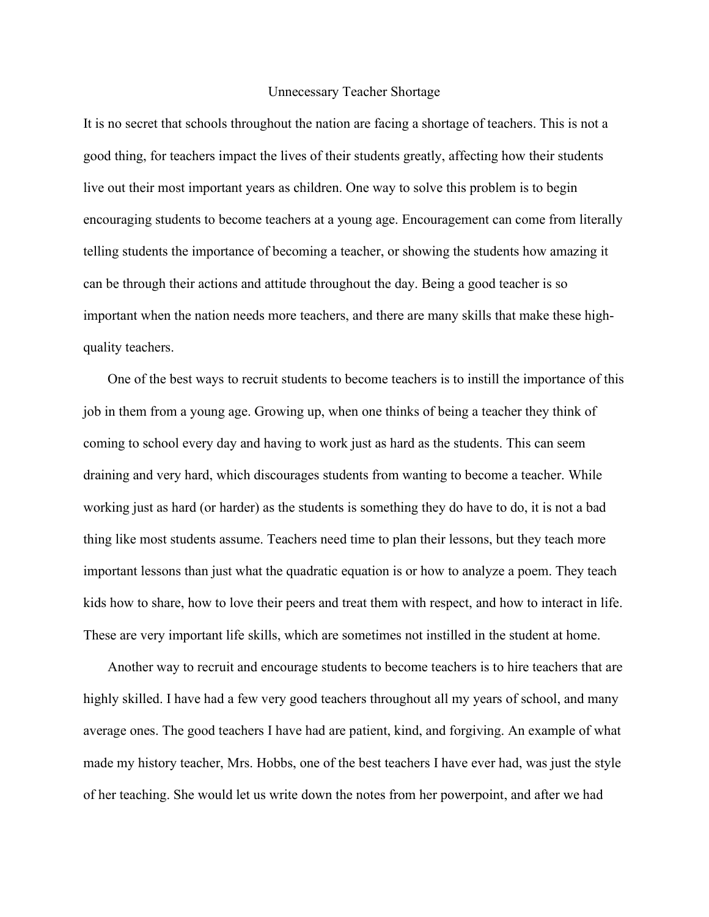# Unnecessary Teacher Shortage

It is no secret that schools throughout the nation are facing a shortage of teachers. This is not a good thing, for teachers impact the lives of their students greatly, affecting how their students live out their most important years as children. One way to solve this problem is to begin encouraging students to become teachers at a young age. Encouragement can come from literally telling students the importance of becoming a teacher, or showing the students how amazing it can be through their actions and attitude throughout the day. Being a good teacher is so important when the nation needs more teachers, and there are many skills that make these high-quality teachers.

One of the best ways to recruit students to become teachers is to instill the importance of this job in them from a young age. Growing up, when one thinks of being a teacher they think of coming to school every day and having to work just as hard as the students. This can seem draining and very hard, which discourages students from wanting to become a teacher. While working just as hard (or harder) as the students is something they do have to do, it is not a bad thing like most students assume. Teachers need time to plan their lessons, but they teach more important lessons than just what the quadratic equation is or how to analyze a poem. They teach kids how to share, how to love their peers and treat them with respect, and how to interact in life. These are very important life skills, which are sometimes not instilled in the student at home.

Another way to recruit and encourage students to become teachers is to hire teachers that are highly skilled. I have had a few very good teachers throughout all my years of school, and many average ones. The good teachers I have had are patient, kind, and forgiving. An example of what made my history teacher, Mrs. Hobbs, one of the best teachers I have ever had, was just the style of her teaching. She would let us write down the notes from her powerpoint, and after we had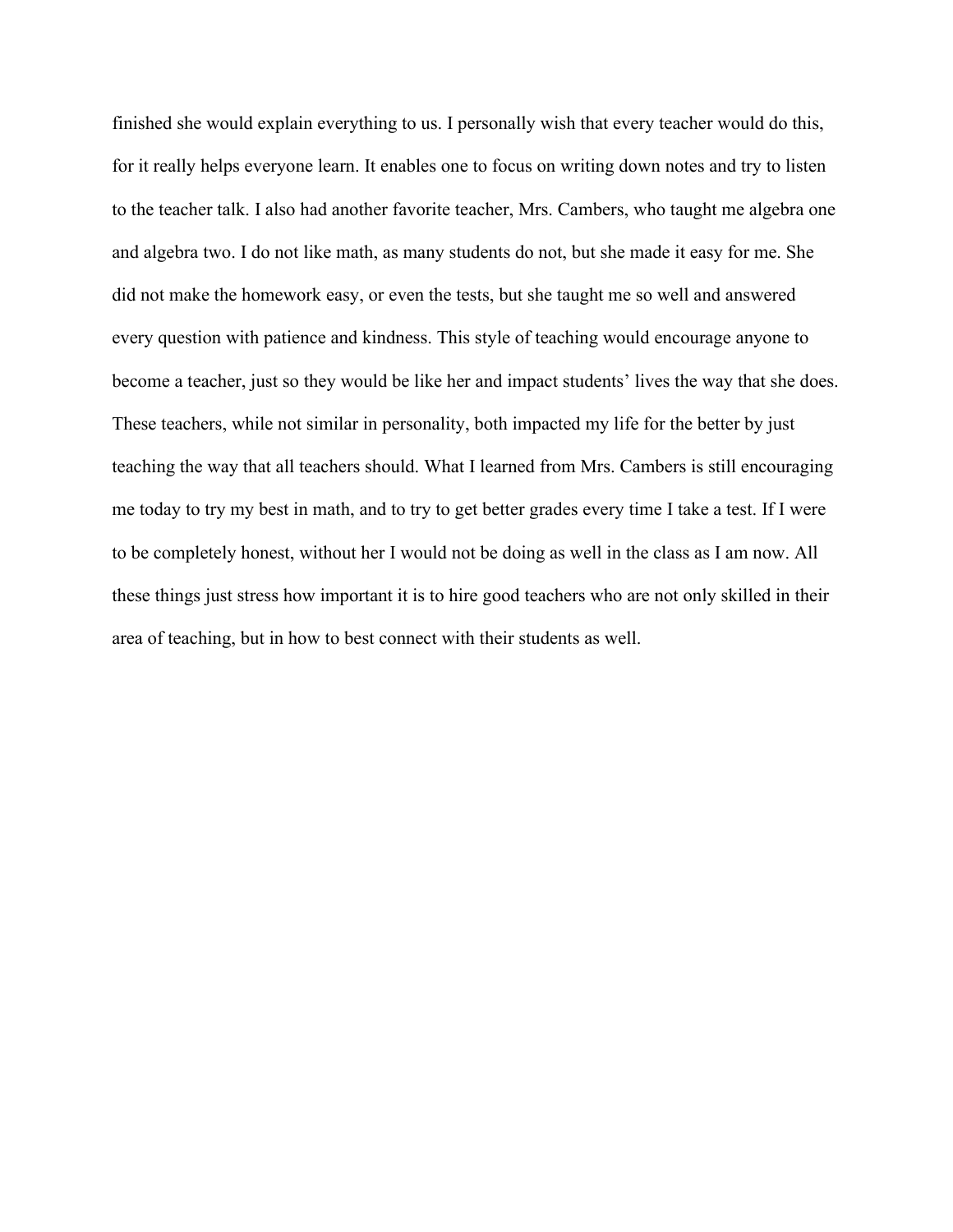finished she would explain everything to us. I personally wish that every teacher would do this, for it really helps everyone learn. It enables one to focus on writing down notes and try to listen to the teacher talk. I also had another favorite teacher, Mrs. Cambers, who taught me algebra one and algebra two. I do not like math, as many students do not, but she made it easy for me. She did not make the homework easy, or even the tests, but she taught me so well and answered every question with patience and kindness. This style of teaching would encourage anyone to become a teacher, just so they would be like her and impact students' lives the way that she does. These teachers, while not similar in personality, both impacted my life for the better by just teaching the way that all teachers should. What I learned from Mrs. Cambers is still encouraging me today to try my best in math, and to try to get better grades every time I take a test. If I were to be completely honest, without her I would not be doing as well in the class as I am now. All these things just stress how important it is to hire good teachers who are not only skilled in their area of teaching, but in how to best connect with their students as well.